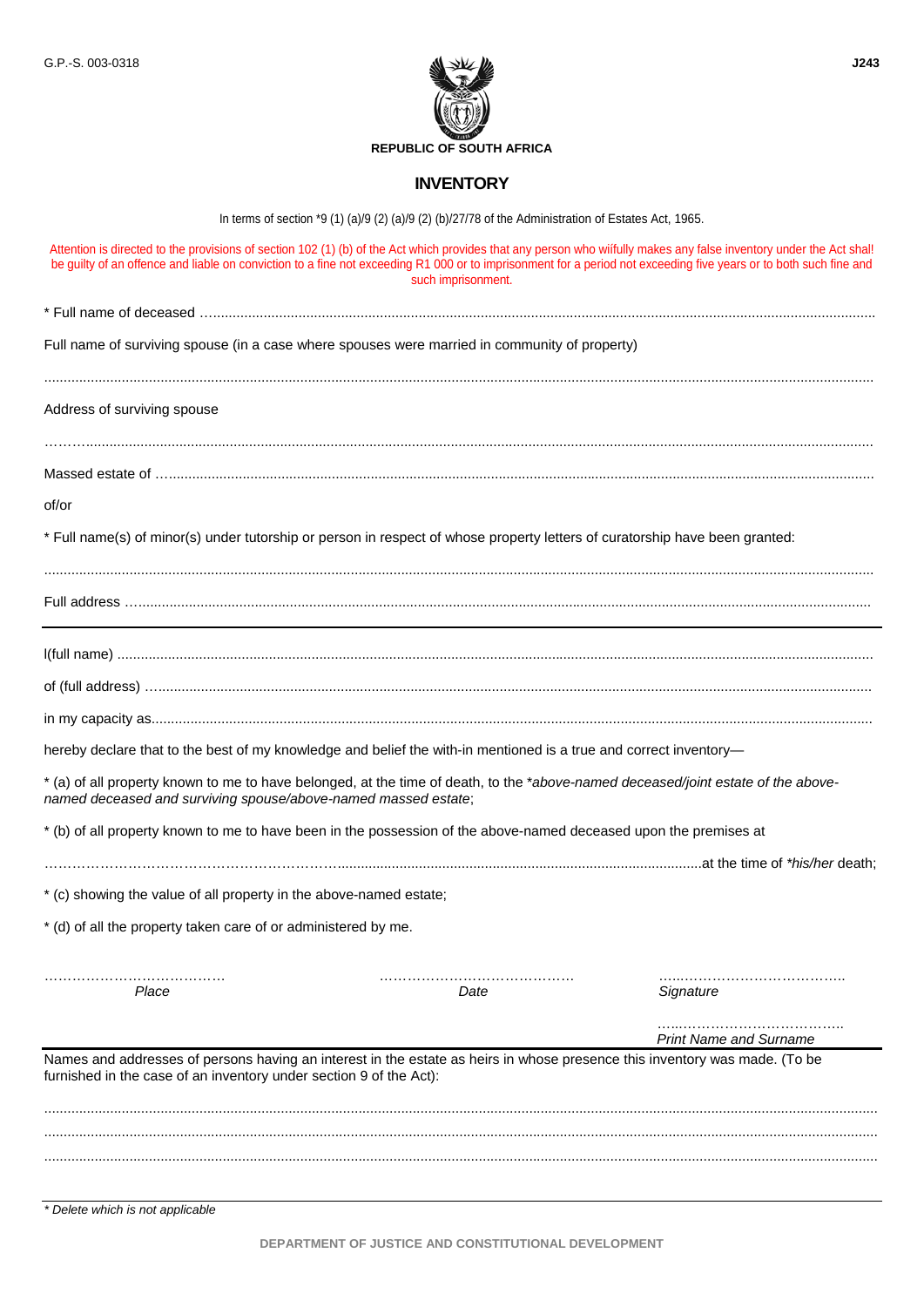G.P.-S. 003-0318

J243

**REPUBLIC OF SOUTH AFRICA**

# INVENTORY

In terms of section *9 (1) (a)/9 (2) (a)/9 (2) (b)/27/78 of the Administration of Estates Act, 1965.

Attention is directed to the provisions of section 102 (1) (b) of the Act which provides that any person who wilfully makes any false inventory under the Act shall be guilty of an offence and liable on conviction to a fine not exceeding R1 000 or to imprisonment for a period not exceeding five years or to both such fine and such imprisonment.

* Full name of deceased ……………………………………………………………………………………………………………

Full name of surviving spouse (in a case where spouses were married in community of property)

……………………………………………………………………………………………………………………………………

Address of surviving spouse

……………………………………………………………………………………………………………………………………

Massed estate of ……………………………………………………………………………………………………………………

of/or

* Full name(s) of minor(s) under tutorship or person in respect of whose property letters of curatorship have been granted:

……………………………………………………………………………………………………………………………………

Full address ………………………………………………………………………………………………………………………

---

I(full name) ………………………………………………………………………………………………………………………

of (full address) …………………………………………………………………………………………………………………

in my capacity as…………………………………………………………………………………………………………………

hereby declare that to the best of my knowledge and belief the with-in mentioned is a true and correct inventory—

* (a) of all property known to me to have belonged, at the time of death, to the *above-named deceased/joint estate of the above-named deceased and surviving spouse/above-named massed estate*;

* (b) of all property known to me to have been in the possession of the above-named deceased upon the premises at

……………………………………………………………………………………………………at the time of *his/her* death;

* (c) showing the value of all property in the above-named estate;

* (d) of all the property taken care of or administered by me.

| ………………………………… | ………………………………… | ………………………………… |
|---|---|---|
| *Place* | *Date* | *Signature* |
| | | ………………………………… |
| | | *Print Name and Surname* |

---

Names and addresses of persons having an interest in the estate as heirs in whose presence this inventory was made. (To be furnished in the case of an inventory under section 9 of the Act):

……………………………………………………………………………………………………………………………………

……………………………………………………………………………………………………………………………………

……………………………………………………………………………………………………………………………………

*\* Delete which is not applicable*

DEPARTMENT OF JUSTICE AND CONSTITUTIONAL DEVELOPMENT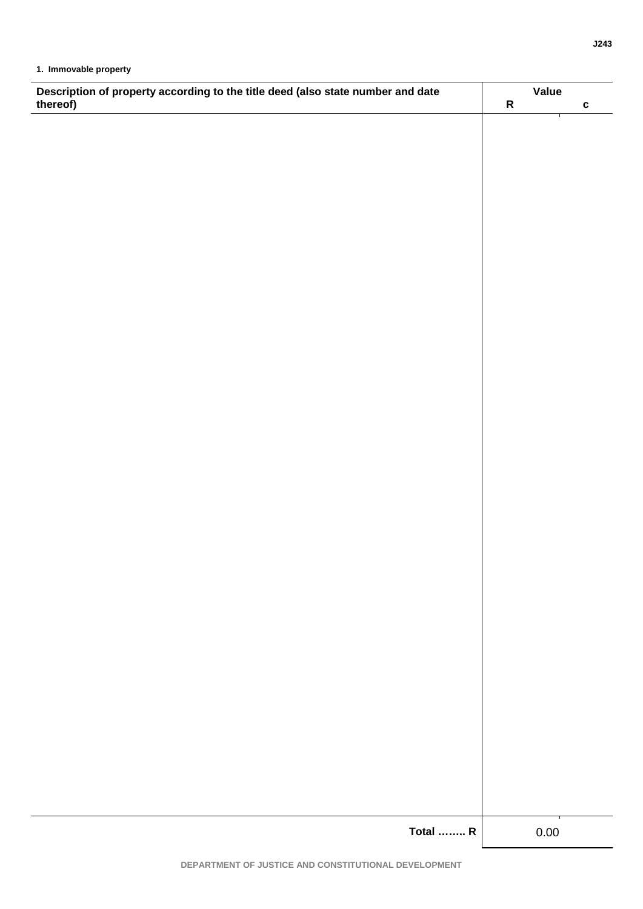**1. Immovable property**

| Description of property according to the title deed (also state number and date thereof) | Value | |
|---|---|---|
| | R | c |
| | | |
| **Total …….. R** | 0.00 | |

DEPARTMENT OF JUSTICE AND CONSTITUTIONAL DEVELOPMENT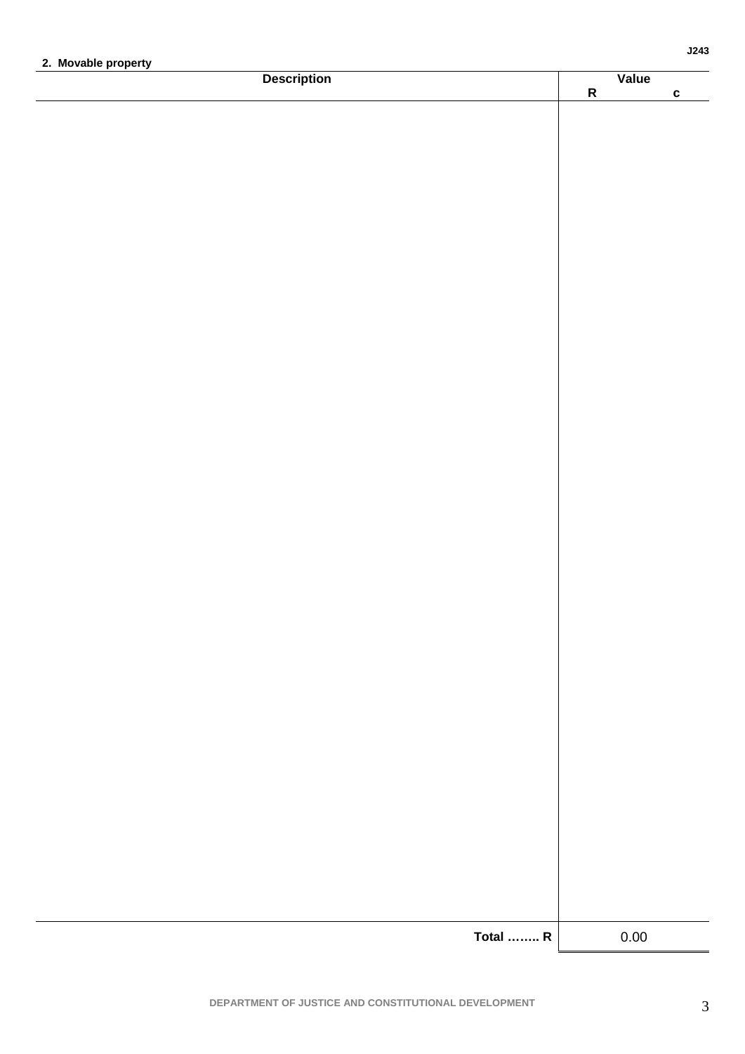J243

## 2. Movable property

| Description | Value | |
|---|---|---|
| | R | c |
| | | |
| Total …….. R | 0.00 | |

DEPARTMENT OF JUSTICE AND CONSTITUTIONAL DEVELOPMENT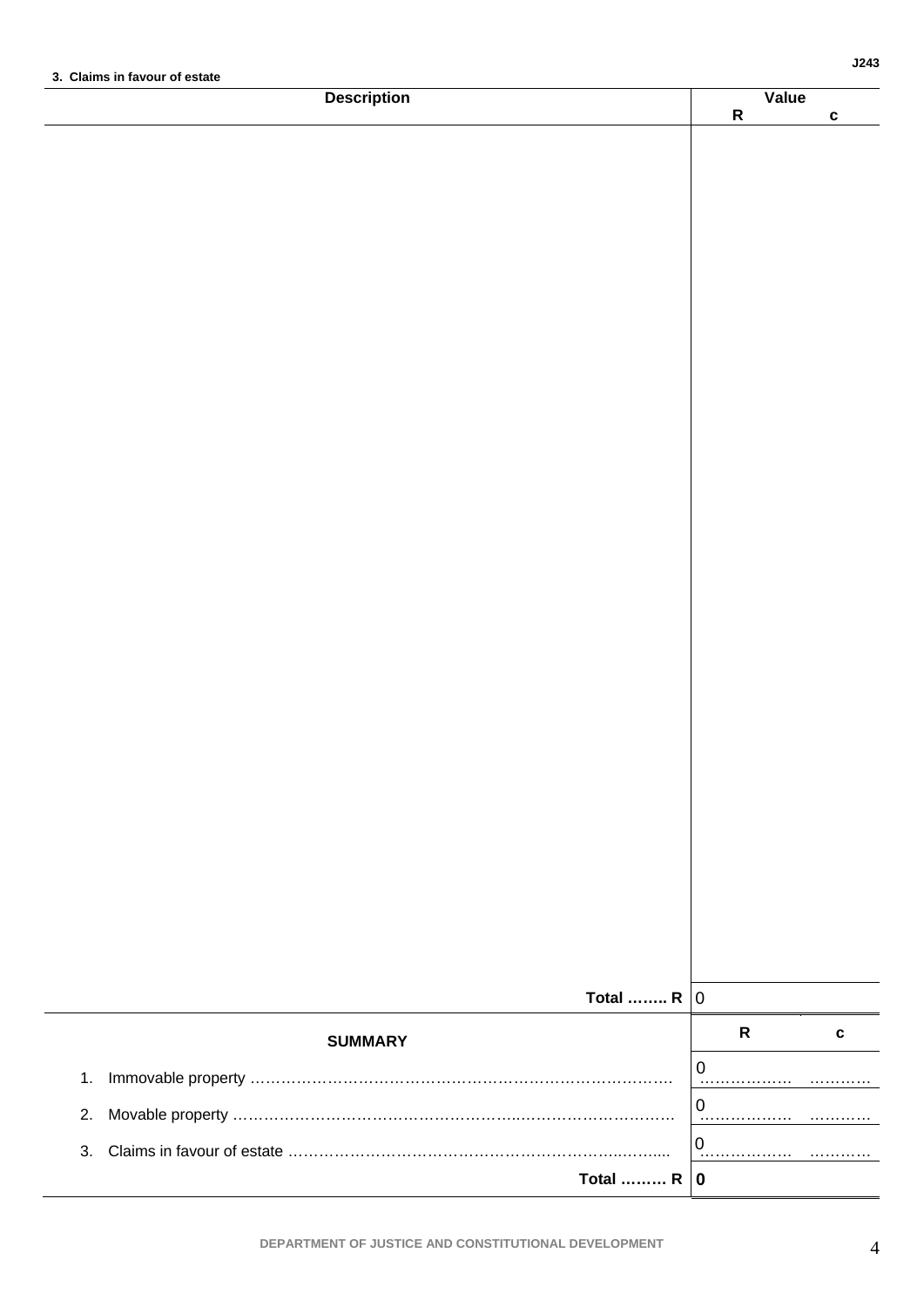**3. Claims in favour of estate**

| Description | Value | |
|---|---|---|
| | R | c |
| | | |
| Total …….. R | 0 | |

| SUMMARY | R | c |
|---|---|---|
| 1. Immovable property ………………………………………………………………………. | 0 ……………… | ………… |
| 2. Movable property …………………………………………………………………………… | 0 ……………… | ………… |
| 3. Claims in favour of estate ………………………………………………………………….. | 0 ……………… | ………… |
| Total ……… R | **0** | |

DEPARTMENT OF JUSTICE AND CONSTITUTIONAL DEVELOPMENT